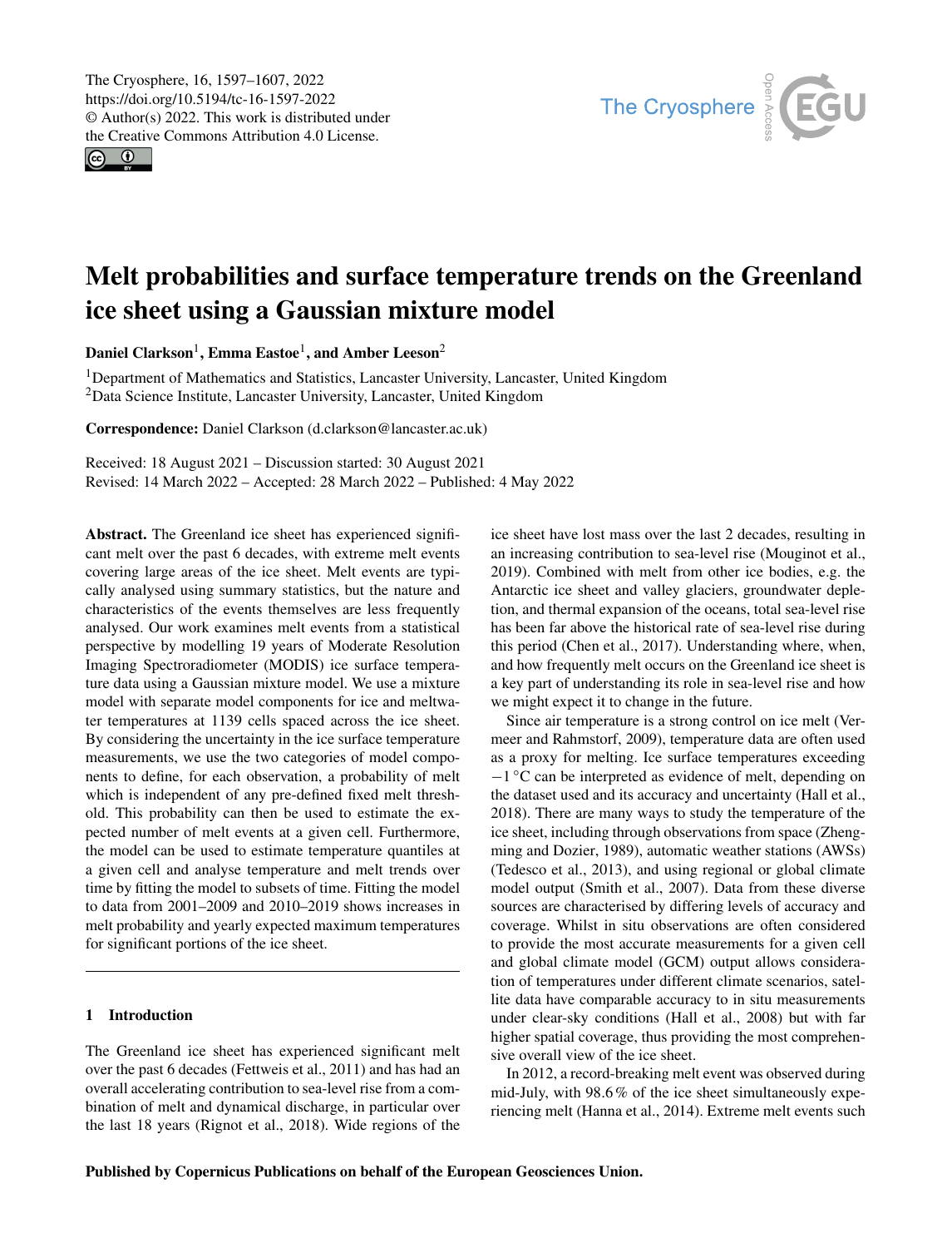# Melt probabilities and surface temperature trends on the Greenland ice sheet using a Gaussian mixture model

**Daniel Clarkson**[1], **Emma Eastoe**[1], **and Amber Leeson**[2]

[1]Department of Mathematics and Statistics, Lancaster University, Lancaster, United Kingdom
[2]Data Science Institute, Lancaster University, Lancaster, United Kingdom

**Correspondence:** Daniel Clarkson (d.clarkson@lancaster.ac.uk)

Received: 18 August 2021 – Discussion started: 30 August 2021
Revised: 14 March 2022 – Accepted: 28 March 2022 – Published: 4 May 2022

**Abstract.** The Greenland ice sheet has experienced significant melt over the past 6 decades, with extreme melt events covering large areas of the ice sheet. Melt events are typically analysed using summary statistics, but the nature and characteristics of the events themselves are less frequently analysed. Our work examines melt events from a statistical perspective by modelling 19 years of Moderate Resolution Imaging Spectroradiometer (MODIS) ice surface temperature data using a Gaussian mixture model. We use a mixture model with separate model components for ice and meltwater temperatures at 1139 cells spaced across the ice sheet. By considering the uncertainty in the ice surface temperature measurements, we use the two categories of model components to define, for each observation, a probability of melt which is independent of any pre-defined fixed melt threshold. This probability can then be used to estimate the expected number of melt events at a given cell. Furthermore, the model can be used to estimate temperature quantiles at a given cell and analyse temperature and melt trends over time by fitting the model to subsets of time. Fitting the model to data from 2001–2009 and 2010–2019 shows increases in melt probability and yearly expected maximum temperatures for significant portions of the ice sheet.

## 1 Introduction

The Greenland ice sheet has experienced significant melt over the past 6 decades (Fettweis et al., 2011) and has had an overall accelerating contribution to sea-level rise from a combination of melt and dynamical discharge, in particular over the last 18 years (Rignot et al., 2018). Wide regions of the ice sheet have lost mass over the last 2 decades, resulting in an increasing contribution to sea-level rise (Mouginot et al., 2019). Combined with melt from other ice bodies, e.g. the Antarctic ice sheet and valley glaciers, groundwater depletion, and thermal expansion of the oceans, total sea-level rise has been far above the historical rate of sea-level rise during this period (Chen et al., 2017). Understanding where, when, and how frequently melt occurs on the Greenland ice sheet is a key part of understanding its role in sea-level rise and how we might expect it to change in the future.

Since air temperature is a strong control on ice melt (Vermeer and Rahmstorf, 2009), temperature data are often used as a proxy for melting. Ice surface temperatures exceeding $-1\,^{\circ}$C can be interpreted as evidence of melt, depending on the dataset used and its accuracy and uncertainty (Hall et al., 2018). There are many ways to study the temperature of the ice sheet, including through observations from space (Zhengming and Dozier, 1989), automatic weather stations (AWSs) (Tedesco et al., 2013), and using regional or global climate model output (Smith et al., 2007). Data from these diverse sources are characterised by differing levels of accuracy and coverage. Whilst in situ observations are often considered to provide the most accurate measurements for a given cell and global climate model (GCM) output allows consideration of temperatures under different climate scenarios, satellite data have comparable accuracy to in situ measurements under clear-sky conditions (Hall et al., 2008) but with far higher spatial coverage, thus providing the most comprehensive overall view of the ice sheet.

In 2012, a record-breaking melt event was observed during mid-July, with 98.6 % of the ice sheet simultaneously experiencing melt (Hanna et al., 2014). Extreme melt events such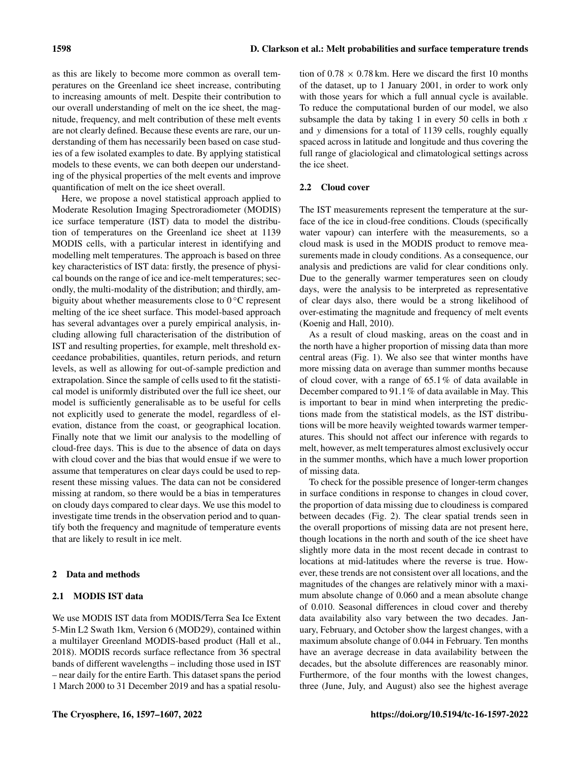as this are likely to become more common as overall temperatures on the Greenland ice sheet increase, contributing to increasing amounts of melt. Despite their contribution to our overall understanding of melt on the ice sheet, the magnitude, frequency, and melt contribution of these melt events are not clearly defined. Because these events are rare, our understanding of them has necessarily been based on case studies of a few isolated examples to date. By applying statistical models to these events, we can both deepen our understanding of the physical properties of the melt events and improve quantification of melt on the ice sheet overall.

Here, we propose a novel statistical approach applied to Moderate Resolution Imaging Spectroradiometer (MODIS) ice surface temperature (IST) data to model the distribution of temperatures on the Greenland ice sheet at 1139 MODIS cells, with a particular interest in identifying and modelling melt temperatures. The approach is based on three key characteristics of IST data: firstly, the presence of physical bounds on the range of ice and ice-melt temperatures; secondly, the multi-modality of the distribution; and thirdly, ambiguity about whether measurements close to 0 °C represent melting of the ice sheet surface. This model-based approach has several advantages over a purely empirical analysis, including allowing full characterisation of the distribution of IST and resulting properties, for example, melt threshold exceedance probabilities, quantiles, return periods, and return levels, as well as allowing for out-of-sample prediction and extrapolation. Since the sample of cells used to fit the statistical model is uniformly distributed over the full ice sheet, our model is sufficiently generalisable as to be useful for cells not explicitly used to generate the model, regardless of elevation, distance from the coast, or geographical location. Finally note that we limit our analysis to the modelling of cloud-free days. This is due to the absence of data on days with cloud cover and the bias that would ensue if we were to assume that temperatures on clear days could be used to represent these missing values. The data can not be considered missing at random, so there would be a bias in temperatures on cloudy days compared to clear days. We use this model to investigate time trends in the observation period and to quantify both the frequency and magnitude of temperature events that are likely to result in ice melt.

## 2 Data and methods

### 2.1 MODIS IST data

We use MODIS IST data from MODIS/Terra Sea Ice Extent 5-Min L2 Swath 1km, Version 6 (MOD29), contained within a multilayer Greenland MODIS-based product (Hall et al., 2018). MODIS records surface reflectance from 36 spectral bands of different wavelengths – including those used in IST – near daily for the entire Earth. This dataset spans the period 1 March 2000 to 31 December 2019 and has a spatial resolution of $0.78 \times 0.78$ km. Here we discard the first 10 months of the dataset, up to 1 January 2001, in order to work only with those years for which a full annual cycle is available. To reduce the computational burden of our model, we also subsample the data by taking 1 in every 50 cells in both $x$ and $y$ dimensions for a total of 1139 cells, roughly equally spaced across in latitude and longitude and thus covering the full range of glaciological and climatological settings across the ice sheet.

### 2.2 Cloud cover

The IST measurements represent the temperature at the surface of the ice in cloud-free conditions. Clouds (specifically water vapour) can interfere with the measurements, so a cloud mask is used in the MODIS product to remove measurements made in cloudy conditions. As a consequence, our analysis and predictions are valid for clear conditions only. Due to the generally warmer temperatures seen on cloudy days, were the analysis to be interpreted as representative of clear days also, there would be a strong likelihood of over-estimating the magnitude and frequency of melt events (Koenig and Hall, 2010).

As a result of cloud masking, areas on the coast and in the north have a higher proportion of missing data than more central areas (Fig. 1). We also see that winter months have more missing data on average than summer months because of cloud cover, with a range of 65.1 % of data available in December compared to 91.1 % of data available in May. This is important to bear in mind when interpreting the predictions made from the statistical models, as the IST distributions will be more heavily weighted towards warmer temperatures. This should not affect our inference with regards to melt, however, as melt temperatures almost exclusively occur in the summer months, which have a much lower proportion of missing data.

To check for the possible presence of longer-term changes in surface conditions in response to changes in cloud cover, the proportion of data missing due to cloudiness is compared between decades (Fig. 2). The clear spatial trends seen in the overall proportions of missing data are not present here, though locations in the north and south of the ice sheet have slightly more data in the most recent decade in contrast to locations at mid-latitudes where the reverse is true. However, these trends are not consistent over all locations, and the magnitudes of the changes are relatively minor with a maximum absolute change of 0.060 and a mean absolute change of 0.010. Seasonal differences in cloud cover and thereby data availability also vary between the two decades. January, February, and October show the largest changes, with a maximum absolute change of 0.044 in February. Ten months have an average decrease in data availability between the decades, but the absolute differences are reasonably minor. Furthermore, of the four months with the lowest changes, three (June, July, and August) also see the highest average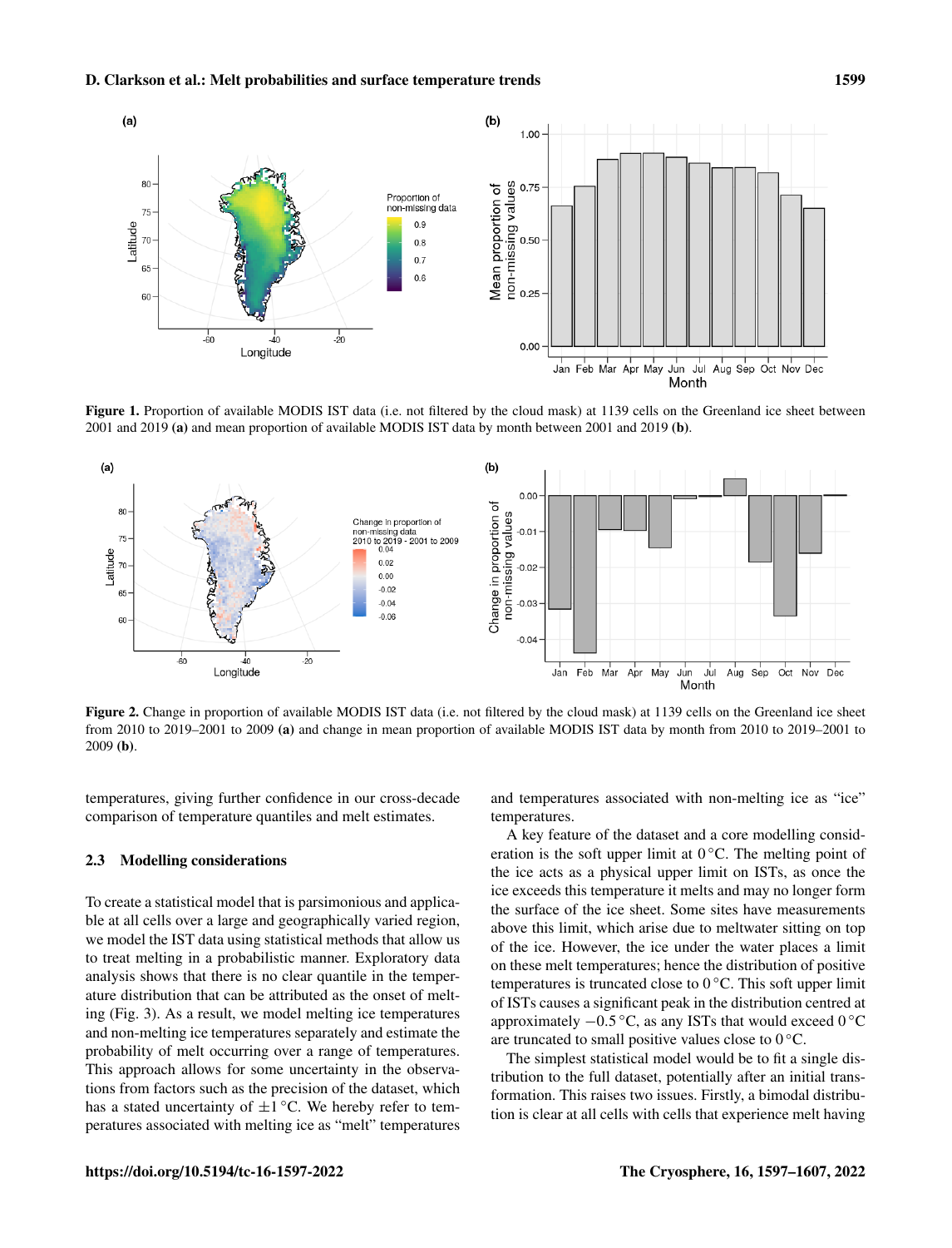**Figure 1.** Proportion of available MODIS IST data (i.e. not filtered by the cloud mask) at 1139 cells on the Greenland ice sheet between 2001 and 2019 **(a)** and mean proportion of available MODIS IST data by month between 2001 and 2019 **(b)**.

**Figure 2.** Change in proportion of available MODIS IST data (i.e. not filtered by the cloud mask) at 1139 cells on the Greenland ice sheet from 2010 to 2019–2001 to 2009 **(a)** and change in mean proportion of available MODIS IST data by month from 2010 to 2019–2001 to 2009 **(b)**.

temperatures, giving further confidence in our cross-decade comparison of temperature quantiles and melt estimates.

## 2.3 Modelling considerations

To create a statistical model that is parsimonious and applicable at all cells over a large and geographically varied region, we model the IST data using statistical methods that allow us to treat melting in a probabilistic manner. Exploratory data analysis shows that there is no clear quantile in the temperature distribution that can be attributed as the onset of melting (Fig. 3). As a result, we model melting ice temperatures and non-melting ice temperatures separately and estimate the probability of melt occurring over a range of temperatures. This approach allows for some uncertainty in the observations from factors such as the precision of the dataset, which has a stated uncertainty of $\pm 1\,^{\circ}$C. We hereby refer to temperatures associated with melting ice as "melt" temperatures and temperatures associated with non-melting ice as "ice" temperatures.

A key feature of the dataset and a core modelling consideration is the soft upper limit at $0\,^{\circ}$C. The melting point of the ice acts as a physical upper limit on ISTs, as once the ice exceeds this temperature it melts and may no longer form the surface of the ice sheet. Some sites have measurements above this limit, which arise due to meltwater sitting on top of the ice. However, the ice under the water places a limit on these melt temperatures; hence the distribution of positive temperatures is truncated close to $0\,^{\circ}$C. This soft upper limit of ISTs causes a significant peak in the distribution centred at approximately $-0.5\,^{\circ}$C, as any ISTs that would exceed $0\,^{\circ}$C are truncated to small positive values close to $0\,^{\circ}$C.

The simplest statistical model would be to fit a single distribution to the full dataset, potentially after an initial transformation. This raises two issues. Firstly, a bimodal distribution is clear at all cells with cells that experience melt having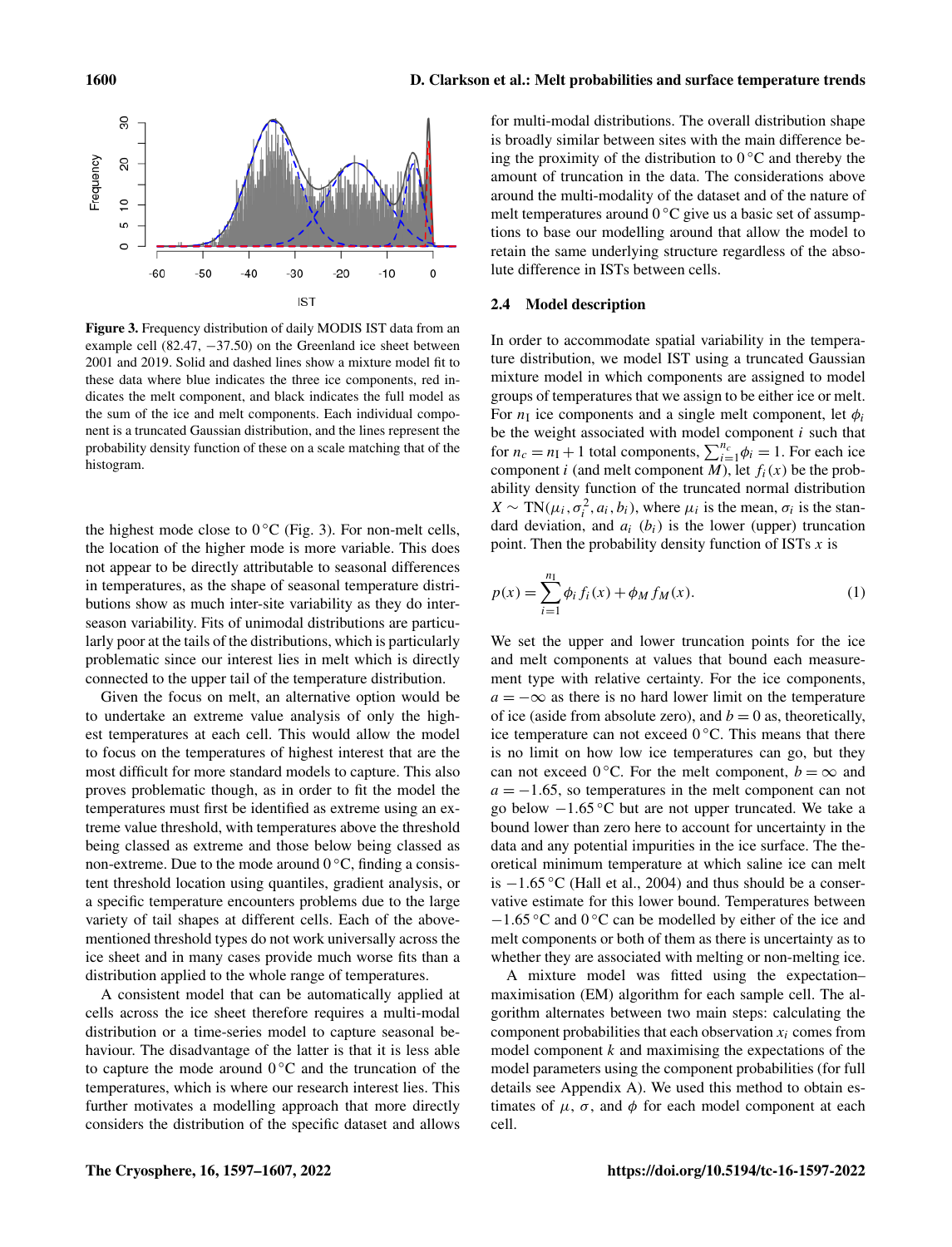**Figure 3.** Frequency distribution of daily MODIS IST data from an example cell (82.47, −37.50) on the Greenland ice sheet between 2001 and 2019. Solid and dashed lines show a mixture model fit to these data where blue indicates the three ice components, red indicates the melt component, and black indicates the full model as the sum of the ice and melt components. Each individual component is a truncated Gaussian distribution, and the lines represent the probability density function of these on a scale matching that of the histogram.

the highest mode close to 0 °C (Fig. 3). For non-melt cells, the location of the higher mode is more variable. This does not appear to be directly attributable to seasonal differences in temperatures, as the shape of seasonal temperature distributions show as much inter-site variability as they do inter-season variability. Fits of unimodal distributions are particularly poor at the tails of the distributions, which is particularly problematic since our interest lies in melt which is directly connected to the upper tail of the temperature distribution.

Given the focus on melt, an alternative option would be to undertake an extreme value analysis of only the highest temperatures at each cell. This would allow the model to focus on the temperatures of highest interest that are the most difficult for more standard models to capture. This also proves problematic though, as in order to fit the model the temperatures must first be identified as extreme using an extreme value threshold, with temperatures above the threshold being classed as extreme and those below being classed as non-extreme. Due to the mode around 0 °C, finding a consistent threshold location using quantiles, gradient analysis, or a specific temperature encounters problems due to the large variety of tail shapes at different cells. Each of the above-mentioned threshold types do not work universally across the ice sheet and in many cases provide much worse fits than a distribution applied to the whole range of temperatures.

A consistent model that can be automatically applied at cells across the ice sheet therefore requires a multi-modal distribution or a time-series model to capture seasonal behaviour. The disadvantage of the latter is that it is less able to capture the mode around 0 °C and the truncation of the temperatures, which is where our research interest lies. This further motivates a modelling approach that more directly considers the distribution of the specific dataset and allows for multi-modal distributions. The overall distribution shape is broadly similar between sites with the main difference being the proximity of the distribution to 0 °C and thereby the amount of truncation in the data. The considerations above around the multi-modality of the dataset and of the nature of melt temperatures around 0 °C give us a basic set of assumptions to base our modelling around that allow the model to retain the same underlying structure regardless of the absolute difference in ISTs between cells.

### 2.4 Model description

In order to accommodate spatial variability in the temperature distribution, we model IST using a truncated Gaussian mixture model in which components are assigned to model groups of temperatures that we assign to be either ice or melt. For $n_\mathrm{I}$ ice components and a single melt component, let $\phi_i$ be the weight associated with model component $i$ such that for $n_c = n_\mathrm{I} + 1$ total components, $\sum_{i=1}^{n_c} \phi_i = 1$. For each ice component $i$ (and melt component $M$), let $f_i(x)$ be the probability density function of the truncated normal distribution $X \sim \mathrm{TN}(\mu_i, \sigma_i^2, a_i, b_i)$, where $\mu_i$ is the mean, $\sigma_i$ is the standard deviation, and $a_i$ ($b_i$) is the lower (upper) truncation point. Then the probability density function of ISTs $x$ is

$$p(x) = \sum_{i=1}^{n_\mathrm{I}} \phi_i f_i(x) + \phi_M f_M(x). \tag{1}$$

We set the upper and lower truncation points for the ice and melt components at values that bound each measurement type with relative certainty. For the ice components, $a = -\infty$ as there is no hard lower limit on the temperature of ice (aside from absolute zero), and $b = 0$ as, theoretically, ice temperature can not exceed 0 °C. This means that there is no limit on how low ice temperatures can go, but they can not exceed 0 °C. For the melt component, $b = \infty$ and $a = -1.65$, so temperatures in the melt component can not go below −1.65 °C but are not upper truncated. We take a bound lower than zero here to account for uncertainty in the data and any potential impurities in the ice surface. The theoretical minimum temperature at which saline ice can melt is −1.65 °C (Hall et al., 2004) and thus should be a conservative estimate for this lower bound. Temperatures between −1.65 °C and 0 °C can be modelled by either of the ice and melt components or both of them as there is uncertainty as to whether they are associated with melting or non-melting ice.

A mixture model was fitted using the expectation–maximisation (EM) algorithm for each sample cell. The algorithm alternates between two main steps: calculating the component probabilities that each observation $x_i$ comes from model component $k$ and maximising the expectations of the model parameters using the component probabilities (for full details see Appendix A). We used this method to obtain estimates of $\mu$, $\sigma$, and $\phi$ for each model component at each cell.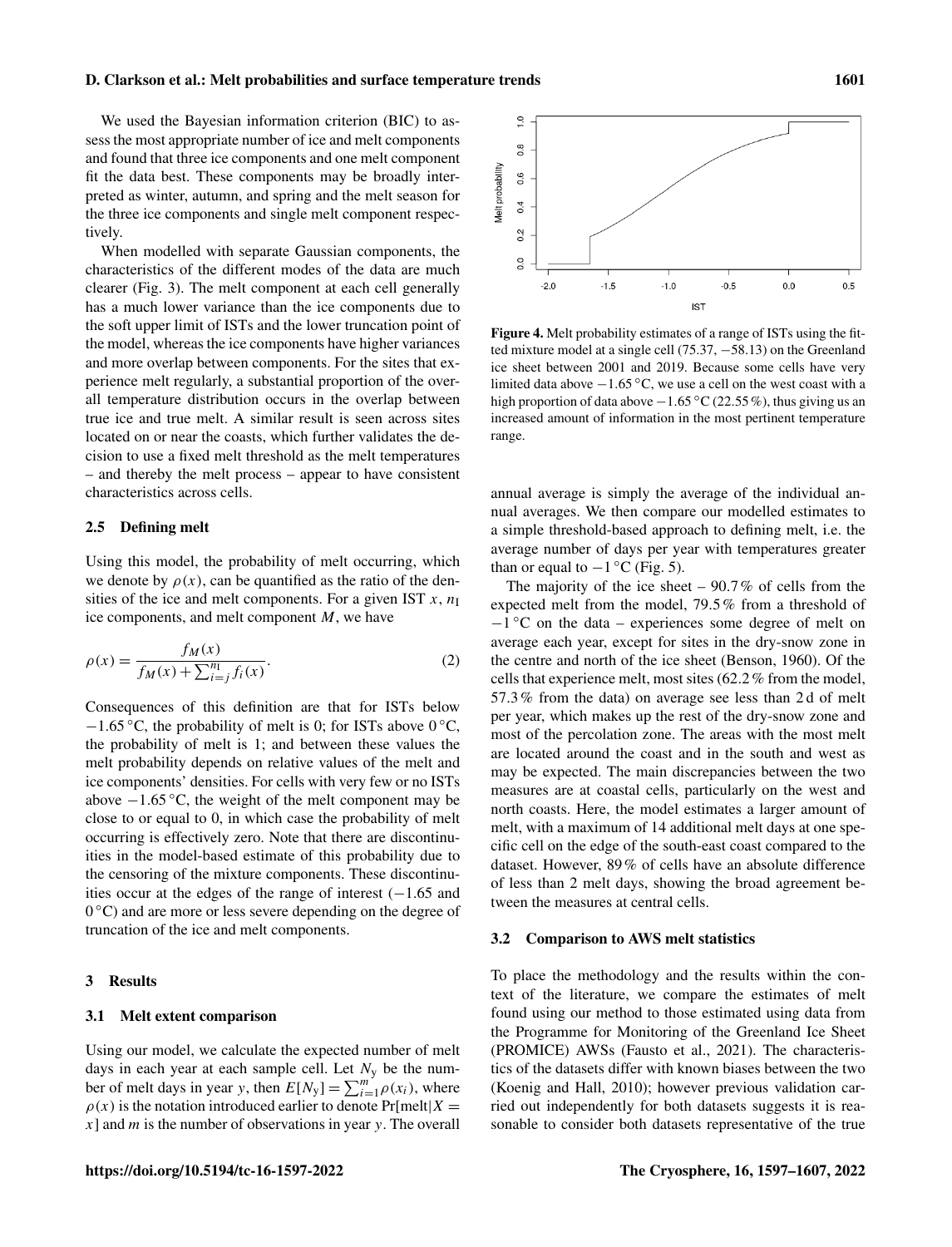We used the Bayesian information criterion (BIC) to assess the most appropriate number of ice and melt components and found that three ice components and one melt component fit the data best. These components may be broadly interpreted as winter, autumn, and spring and the melt season for the three ice components and single melt component respectively.

When modelled with separate Gaussian components, the characteristics of the different modes of the data are much clearer (Fig. 3). The melt component at each cell generally has a much lower variance than the ice components due to the soft upper limit of ISTs and the lower truncation point of the model, whereas the ice components have higher variances and more overlap between components. For the sites that experience melt regularly, a substantial proportion of the overall temperature distribution occurs in the overlap between true ice and true melt. A similar result is seen across sites located on or near the coasts, which further validates the decision to use a fixed melt threshold as the melt temperatures – and thereby the melt process – appear to have consistent characteristics across cells.

### 2.5 Defining melt

Using this model, the probability of melt occurring, which we denote by $\rho(x)$, can be quantified as the ratio of the densities of the ice and melt components. For a given IST $x$, $n_\mathrm{I}$ ice components, and melt component $M$, we have

$$\rho(x) = \frac{f_M(x)}{f_M(x) + \sum_{i=j}^{n_\mathrm{I}} f_i(x)}. \quad (2)$$

Consequences of this definition are that for ISTs below $-1.65\,^\circ$C, the probability of melt is 0; for ISTs above $0\,^\circ$C, the probability of melt is 1; and between these values the melt probability depends on relative values of the melt and ice components' densities. For cells with very few or no ISTs above $-1.65\,^\circ$C, the weight of the melt component may be close to or equal to 0, in which case the probability of melt occurring is effectively zero. Note that there are discontinuities in the model-based estimate of this probability due to the censoring of the mixture components. These discontinuities occur at the edges of the range of interest ($-1.65$ and $0\,^\circ$C) and are more or less severe depending on the degree of truncation of the ice and melt components.

## 3 Results

### 3.1 Melt extent comparison

Using our model, we calculate the expected number of melt days in each year at each sample cell. Let $N_\mathrm{y}$ be the number of melt days in year $y$, then $E[N_\mathrm{y}] = \sum_{i=1}^{m} \rho(x_i)$, where $\rho(x)$ is the notation introduced earlier to denote $\Pr[\mathrm{melt}|X = x]$ and $m$ is the number of observations in year $y$. The overall annual average is simply the average of the individual annual averages. We then compare our modelled estimates to a simple threshold-based approach to defining melt, i.e. the average number of days per year with temperatures greater than or equal to $-1\,^\circ$C (Fig. 5).

Figure 4. Melt probability estimates of a range of ISTs using the fitted mixture model at a single cell (75.37, −58.13) on the Greenland ice sheet between 2001 and 2019. Because some cells have very limited data above $-1.65\,^\circ$C, we use a cell on the west coast with a high proportion of data above $-1.65\,^\circ$C (22.55 %), thus giving us an increased amount of information in the most pertinent temperature range.

The majority of the ice sheet – 90.7 % of cells from the expected melt from the model, 79.5 % from a threshold of $-1\,^\circ$C on the data – experiences some degree of melt on average each year, except for sites in the dry-snow zone in the centre and north of the ice sheet (Benson, 1960). Of the cells that experience melt, most sites (62.2 % from the model, 57.3 % from the data) on average see less than 2 d of melt per year, which makes up the rest of the dry-snow zone and most of the percolation zone. The areas with the most melt are located around the coast and in the south and west as may be expected. The main discrepancies between the two measures are at coastal cells, particularly on the west and north coasts. Here, the model estimates a larger amount of melt, with a maximum of 14 additional melt days at one specific cell on the edge of the south-east coast compared to the dataset. However, 89 % of cells have an absolute difference of less than 2 melt days, showing the broad agreement between the measures at central cells.

### 3.2 Comparison to AWS melt statistics

To place the methodology and the results within the context of the literature, we compare the estimates of melt found using our method to those estimated using data from the Programme for Monitoring of the Greenland Ice Sheet (PROMICE) AWSs (Fausto et al., 2021). The characteristics of the datasets differ with known biases between the two (Koenig and Hall, 2010); however previous validation carried out independently for both datasets suggests it is reasonable to consider both datasets representative of the true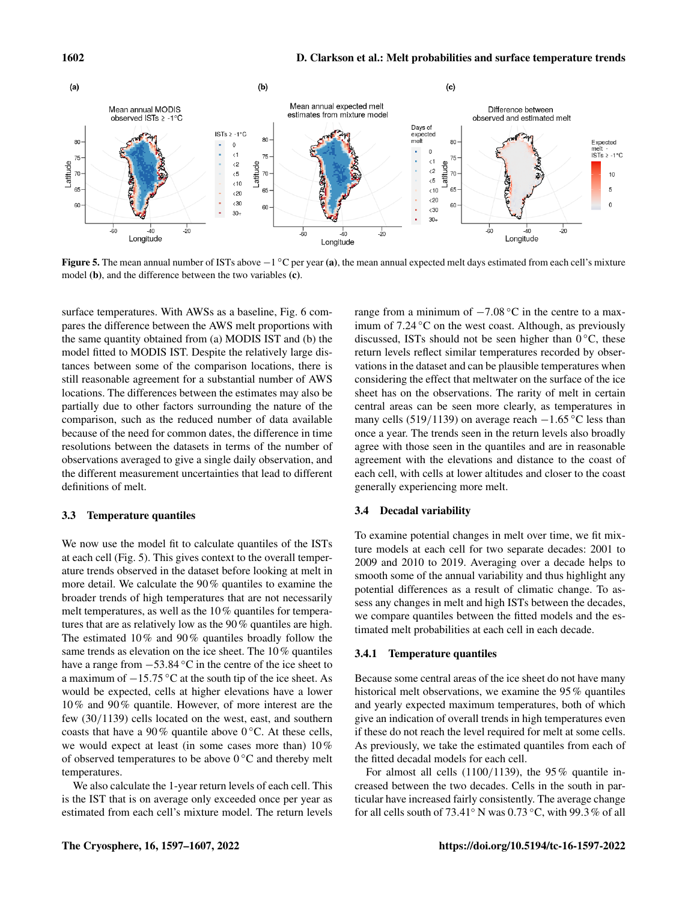Figure 5. The mean annual number of ISTs above −1 °C per year (a), the mean annual expected melt days estimated from each cell's mixture model (b), and the difference between the two variables (c).

surface temperatures. With AWSs as a baseline, Fig. 6 compares the difference between the AWS melt proportions with the same quantity obtained from (a) MODIS IST and (b) the model fitted to MODIS IST. Despite the relatively large distances between some of the comparison locations, there is still reasonable agreement for a substantial number of AWS locations. The differences between the estimates may also be partially due to other factors surrounding the nature of the comparison, such as the reduced number of data available because of the need for common dates, the difference in time resolutions between the datasets in terms of the number of observations averaged to give a single daily observation, and the different measurement uncertainties that lead to different definitions of melt.

### 3.3 Temperature quantiles

We now use the model fit to calculate quantiles of the ISTs at each cell (Fig. 5). This gives context to the overall temperature trends observed in the dataset before looking at melt in more detail. We calculate the 90 % quantiles to examine the broader trends of high temperatures that are not necessarily melt temperatures, as well as the 10 % quantiles for temperatures that are as relatively low as the 90 % quantiles are high. The estimated 10 % and 90 % quantiles broadly follow the same trends as elevation on the ice sheet. The 10 % quantiles have a range from −53.84 °C in the centre of the ice sheet to a maximum of −15.75 °C at the south tip of the ice sheet. As would be expected, cells at higher elevations have a lower 10 % and 90 % quantile. However, of more interest are the few (30/1139) cells located on the west, east, and southern coasts that have a 90 % quantile above 0 °C. At these cells, we would expect at least (in some cases more than) 10 % of observed temperatures to be above 0 °C and thereby melt temperatures.

We also calculate the 1-year return levels of each cell. This is the IST that is on average only exceeded once per year as estimated from each cell's mixture model. The return levels range from a minimum of −7.08 °C in the centre to a maximum of 7.24 °C on the west coast. Although, as previously discussed, ISTs should not be seen higher than 0 °C, these return levels reflect similar temperatures recorded by observations in the dataset and can be plausible temperatures when considering the effect that meltwater on the surface of the ice sheet has on the observations. The rarity of melt in certain central areas can be seen more clearly, as temperatures in many cells (519/1139) on average reach −1.65 °C less than once a year. The trends seen in the return levels also broadly agree with those seen in the quantiles and are in reasonable agreement with the elevations and distance to the coast of each cell, with cells at lower altitudes and closer to the coast generally experiencing more melt.

### 3.4 Decadal variability

To examine potential changes in melt over time, we fit mixture models at each cell for two separate decades: 2001 to 2009 and 2010 to 2019. Averaging over a decade helps to smooth some of the annual variability and thus highlight any potential differences as a result of climatic change. To assess any changes in melt and high ISTs between the decades, we compare quantiles between the fitted models and the estimated melt probabilities at each cell in each decade.

#### 3.4.1 Temperature quantiles

Because some central areas of the ice sheet do not have many historical melt observations, we examine the 95 % quantiles and yearly expected maximum temperatures, both of which give an indication of overall trends in high temperatures even if these do not reach the level required for melt at some cells. As previously, we take the estimated quantiles from each of the fitted decadal models for each cell.

For almost all cells (1100/1139), the 95 % quantile increased between the two decades. Cells in the south in particular have increased fairly consistently. The average change for all cells south of 73.41° N was 0.73 °C, with 99.3 % of all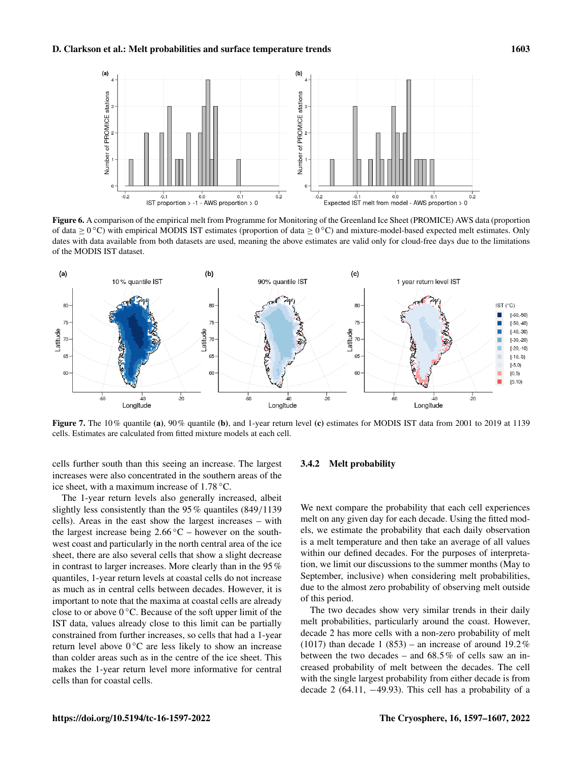**Figure 6.** A comparison of the empirical melt from Programme for Monitoring of the Greenland Ice Sheet (PROMICE) AWS data (proportion of data $\geq 0\,°C$) with empirical MODIS IST estimates (proportion of data $\geq 0\,°C$) and mixture-model-based expected melt estimates. Only dates with data available from both datasets are used, meaning the above estimates are valid only for cloud-free days due to the limitations of the MODIS IST dataset.

**Figure 7.** The 10 % quantile **(a)**, 90 % quantile **(b)**, and 1-year return level **(c)** estimates for MODIS IST data from 2001 to 2019 at 1139 cells. Estimates are calculated from fitted mixture models at each cell.

cells further south than this seeing an increase. The largest increases were also concentrated in the southern areas of the ice sheet, with a maximum increase of 1.78 °C.

The 1-year return levels also generally increased, albeit slightly less consistently than the 95 % quantiles (849/1139 cells). Areas in the east show the largest increases – with the largest increase being 2.66 °C – however on the southwest coast and particularly in the north central area of the ice sheet, there are also several cells that show a slight decrease in contrast to larger increases. More clearly than in the 95 % quantiles, 1-year return levels at coastal cells do not increase as much as in central cells between decades. However, it is important to note that the maxima at coastal cells are already close to or above 0 °C. Because of the soft upper limit of the IST data, values already close to this limit can be partially constrained from further increases, so cells that had a 1-year return level above 0 °C are less likely to show an increase than colder areas such as in the centre of the ice sheet. This makes the 1-year return level more informative for central cells than for coastal cells.

### 3.4.2 Melt probability

We next compare the probability that each cell experiences melt on any given day for each decade. Using the fitted models, we estimate the probability that each daily observation is a melt temperature and then take an average of all values within our defined decades. For the purposes of interpretation, we limit our discussions to the summer months (May to September, inclusive) when considering melt probabilities, due to the almost zero probability of observing melt outside of this period.

The two decades show very similar trends in their daily melt probabilities, particularly around the coast. However, decade 2 has more cells with a non-zero probability of melt (1017) than decade 1 (853) – an increase of around 19.2 % between the two decades – and 68.5 % of cells saw an increased probability of melt between the decades. The cell with the single largest probability from either decade is from decade 2 (64.11, −49.93). This cell has a probability of a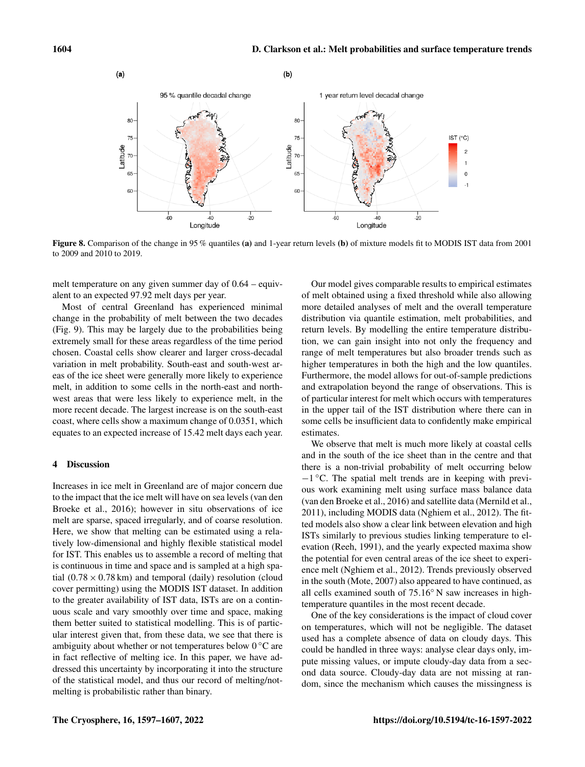**Figure 8.** Comparison of the change in 95 % quantiles **(a)** and 1-year return levels **(b)** of mixture models fit to MODIS IST data from 2001 to 2009 and 2010 to 2019.

melt temperature on any given summer day of 0.64 – equivalent to an expected 97.92 melt days per year.

Most of central Greenland has experienced minimal change in the probability of melt between the two decades (Fig. 9). This may be largely due to the probabilities being extremely small for these areas regardless of the time period chosen. Coastal cells show clearer and larger cross-decadal variation in melt probability. South-east and south-west areas of the ice sheet were generally more likely to experience melt, in addition to some cells in the north-east and north-west areas that were less likely to experience melt, in the more recent decade. The largest increase is on the south-east coast, where cells show a maximum change of 0.0351, which equates to an expected increase of 15.42 melt days each year.

## 4 Discussion

Increases in ice melt in Greenland are of major concern due to the impact that the ice melt will have on sea levels (van den Broeke et al., 2016); however in situ observations of ice melt are sparse, spaced irregularly, and of coarse resolution. Here, we show that melting can be estimated using a relatively low-dimensional and highly flexible statistical model for IST. This enables us to assemble a record of melting that is continuous in time and space and is sampled at a high spatial ($0.78 \times 0.78$ km) and temporal (daily) resolution (cloud cover permitting) using the MODIS IST dataset. In addition to the greater availability of IST data, ISTs are on a continuous scale and vary smoothly over time and space, making them better suited to statistical modelling. This is of particular interest given that, from these data, we see that there is ambiguity about whether or not temperatures below 0 °C are in fact reflective of melting ice. In this paper, we have addressed this uncertainty by incorporating it into the structure of the statistical model, and thus our record of melting/not-melting is probabilistic rather than binary.

Our model gives comparable results to empirical estimates of melt obtained using a fixed threshold while also allowing more detailed analyses of melt and the overall temperature distribution via quantile estimation, melt probabilities, and return levels. By modelling the entire temperature distribution, we can gain insight into not only the frequency and range of melt temperatures but also broader trends such as higher temperatures in both the high and the low quantiles. Furthermore, the model allows for out-of-sample predictions and extrapolation beyond the range of observations. This is of particular interest for melt which occurs with temperatures in the upper tail of the IST distribution where there can in some cells be insufficient data to confidently make empirical estimates.

We observe that melt is much more likely at coastal cells and in the south of the ice sheet than in the centre and that there is a non-trivial probability of melt occurring below −1 °C. The spatial melt trends are in keeping with previous work examining melt using surface mass balance data (van den Broeke et al., 2016) and satellite data (Mernild et al., 2011), including MODIS data (Nghiem et al., 2012). The fitted models also show a clear link between elevation and high ISTs similarly to previous studies linking temperature to elevation (Reeh, 1991), and the yearly expected maxima show the potential for even central areas of the ice sheet to experience melt (Nghiem et al., 2012). Trends previously observed in the south (Mote, 2007) also appeared to have continued, as all cells examined south of 75.16° N saw increases in high-temperature quantiles in the most recent decade.

One of the key considerations is the impact of cloud cover on temperatures, which will not be negligible. The dataset used has a complete absence of data on cloudy days. This could be handled in three ways: analyse clear days only, impute missing values, or impute cloudy-day data from a second data source. Cloudy-day data are not missing at random, since the mechanism which causes the missingness is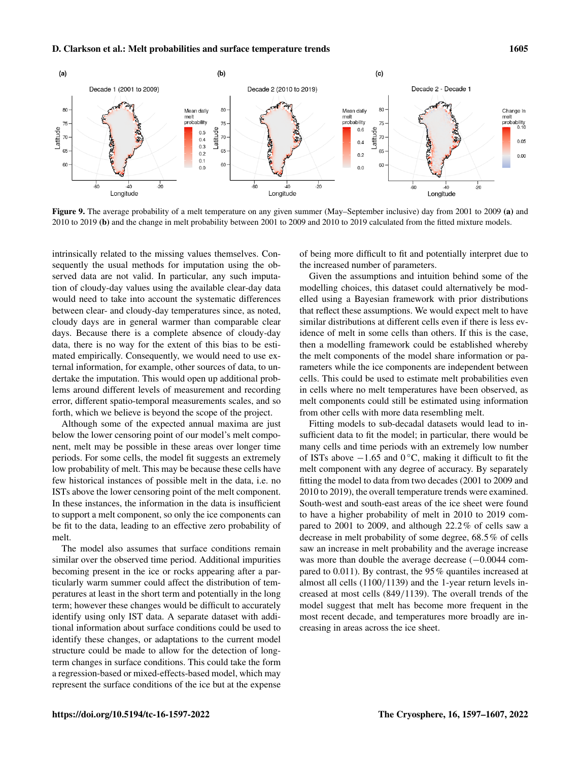Figure 9. The average probability of a melt temperature on any given summer (May–September inclusive) day from 2001 to 2009 **(a)** and 2010 to 2019 **(b)** and the change in melt probability between 2001 to 2009 and 2010 to 2019 calculated from the fitted mixture models.

intrinsically related to the missing values themselves. Consequently the usual methods for imputation using the observed data are not valid. In particular, any such imputation of cloudy-day values using the available clear-day data would need to take into account the systematic differences between clear- and cloudy-day temperatures since, as noted, cloudy days are in general warmer than comparable clear days. Because there is a complete absence of cloudy-day data, there is no way for the extent of this bias to be estimated empirically. Consequently, we would need to use external information, for example, other sources of data, to undertake the imputation. This would open up additional problems around different levels of measurement and recording error, different spatio-temporal measurements scales, and so forth, which we believe is beyond the scope of the project.

Although some of the expected annual maxima are just below the lower censoring point of our model's melt component, melt may be possible in these areas over longer time periods. For some cells, the model fit suggests an extremely low probability of melt. This may be because these cells have few historical instances of possible melt in the data, i.e. no ISTs above the lower censoring point of the melt component. In these instances, the information in the data is insufficient to support a melt component, so only the ice components can be fit to the data, leading to an effective zero probability of melt.

The model also assumes that surface conditions remain similar over the observed time period. Additional impurities becoming present in the ice or rocks appearing after a particularly warm summer could affect the distribution of temperatures at least in the short term and potentially in the long term; however these changes would be difficult to accurately identify using only IST data. A separate dataset with additional information about surface conditions could be used to identify these changes, or adaptations to the current model structure could be made to allow for the detection of long-term changes in surface conditions. This could take the form a regression-based or mixed-effects-based model, which may represent the surface conditions of the ice but at the expense of being more difficult to fit and potentially interpret due to the increased number of parameters.

Given the assumptions and intuition behind some of the modelling choices, this dataset could alternatively be modelled using a Bayesian framework with prior distributions that reflect these assumptions. We would expect melt to have similar distributions at different cells even if there is less evidence of melt in some cells than others. If this is the case, then a modelling framework could be established whereby the melt components of the model share information or parameters while the ice components are independent between cells. This could be used to estimate melt probabilities even in cells where no melt temperatures have been observed, as melt components could still be estimated using information from other cells with more data resembling melt.

Fitting models to sub-decadal datasets would lead to insufficient data to fit the model; in particular, there would be many cells and time periods with an extremely low number of ISTs above $-1.65$ and $0\,^{\circ}\mathrm{C}$, making it difficult to fit the melt component with any degree of accuracy. By separately fitting the model to data from two decades (2001 to 2009 and 2010 to 2019), the overall temperature trends were examined. South-west and south-east areas of the ice sheet were found to have a higher probability of melt in 2010 to 2019 compared to 2001 to 2009, and although 22.2 % of cells saw a decrease in melt probability of some degree, 68.5 % of cells saw an increase in melt probability and the average increase was more than double the average decrease ($-0.0044$ compared to 0.011). By contrast, the 95 % quantiles increased at almost all cells (1100/1139) and the 1-year return levels increased at most cells (849/1139). The overall trends of the model suggest that melt has become more frequent in the most recent decade, and temperatures more broadly are increasing in areas across the ice sheet.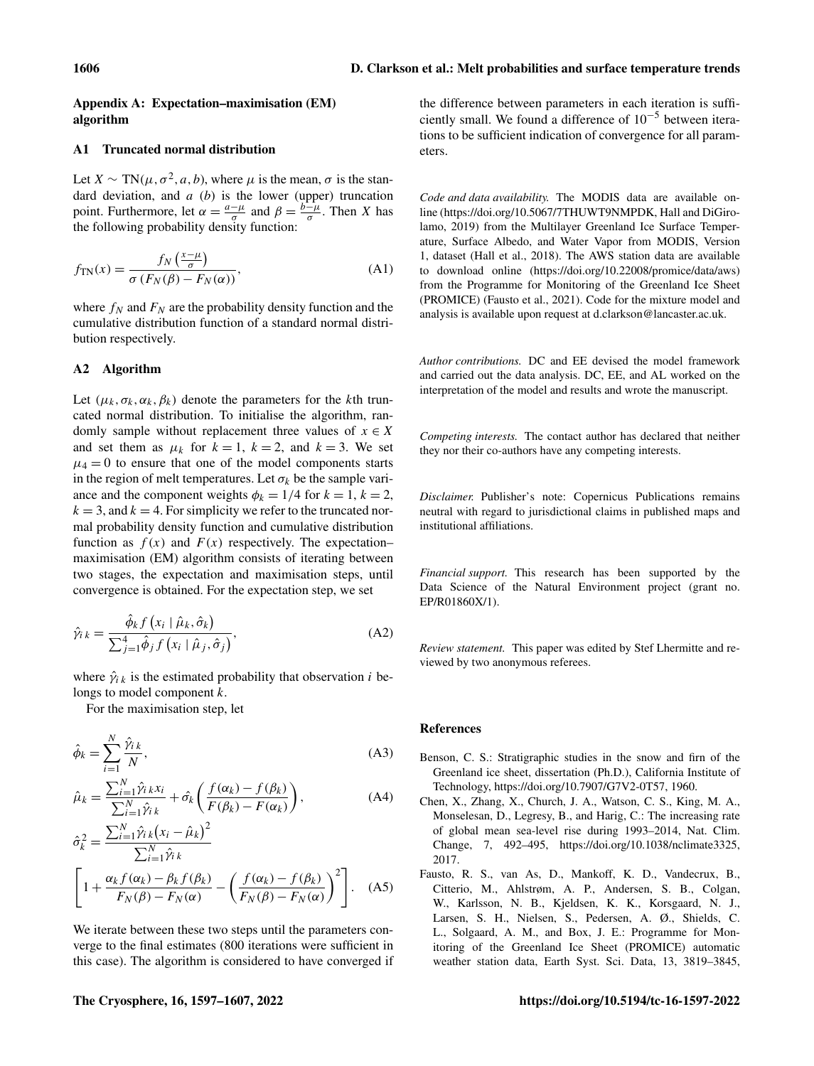## Appendix A: Expectation–maximisation (EM) algorithm

### A1 Truncated normal distribution

Let $X \sim \mathrm{TN}(\mu, \sigma^2, a, b)$, where $\mu$ is the mean, $\sigma$ is the standard deviation, and $a$ ($b$) is the lower (upper) truncation point. Furthermore, let $\alpha = \frac{a-\mu}{\sigma}$ and $\beta = \frac{b-\mu}{\sigma}$. Then $X$ has the following probability density function:

$$f_{\mathrm{TN}}(x) = \frac{f_N\left(\frac{x-\mu}{\sigma}\right)}{\sigma\left(F_N(\beta) - F_N(\alpha)\right)}, \tag{A1}$$

where $f_N$ and $F_N$ are the probability density function and the cumulative distribution function of a standard normal distribution respectively.

### A2 Algorithm

Let $(\mu_k, \sigma_k, \alpha_k, \beta_k)$ denote the parameters for the $k$th truncated normal distribution. To initialise the algorithm, randomly sample without replacement three values of $x \in X$ and set them as $\mu_k$ for $k = 1$, $k = 2$, and $k = 3$. We set $\mu_4 = 0$ to ensure that one of the model components starts in the region of melt temperatures. Let $\sigma_k$ be the sample variance and the component weights $\phi_k = 1/4$ for $k = 1$, $k = 2$, $k = 3$, and $k = 4$. For simplicity we refer to the truncated normal probability density function and cumulative distribution function as $f(x)$ and $F(x)$ respectively. The expectation–maximisation (EM) algorithm consists of iterating between two stages, the expectation and maximisation steps, until convergence is obtained. For the expectation step, we set

$$\hat{\gamma}_{i\,k} = \frac{\hat{\phi}_k f\left(x_i \mid \hat{\mu}_k, \hat{\sigma}_k\right)}{\sum_{j=1}^{4} \hat{\phi}_j f\left(x_i \mid \hat{\mu}_j, \hat{\sigma}_j\right)}, \tag{A2}$$

where $\hat{\gamma}_{i\,k}$ is the estimated probability that observation $i$ belongs to model component $k$.

For the maximisation step, let

$$\hat{\phi}_k = \sum_{i=1}^{N} \frac{\hat{\gamma}_{i\,k}}{N}, \tag{A3}$$

$$\hat{\mu}_k = \frac{\sum_{i=1}^{N} \hat{\gamma}_{i\,k} x_i}{\sum_{i=1}^{N} \hat{\gamma}_{i\,k}} + \hat{\sigma}_k \left( \frac{f(\alpha_k) - f(\beta_k)}{F(\beta_k) - F(\alpha_k)} \right), \tag{A4}$$

$$\hat{\sigma}_k^2 = \frac{\sum_{i=1}^{N} \hat{\gamma}_{i\,k} \left(x_i - \hat{\mu}_k\right)^2}{\sum_{i=1}^{N} \hat{\gamma}_{i\,k}} \left[ 1 + \frac{\alpha_k f(\alpha_k) - \beta_k f(\beta_k)}{F_N(\beta) - F_N(\alpha)} - \left( \frac{f(\alpha_k) - f(\beta_k)}{F_N(\beta) - F_N(\alpha)} \right)^2 \right]. \tag{A5}$$

We iterate between these two steps until the parameters converge to the final estimates (800 iterations were sufficient in this case). The algorithm is considered to have converged if the difference between parameters in each iteration is sufficiently small. We found a difference of $10^{-5}$ between iterations to be sufficient indication of convergence for all parameters.

*Code and data availability.* The MODIS data are available online (https://doi.org/10.5067/7THUWT9NMPDK, Hall and DiGirolamo, 2019) from the Multilayer Greenland Ice Surface Temperature, Surface Albedo, and Water Vapor from MODIS, Version 1, dataset (Hall et al., 2018). The AWS station data are available to download online (https://doi.org/10.22008/promice/data/aws) from the Programme for Monitoring of the Greenland Ice Sheet (PROMICE) (Fausto et al., 2021). Code for the mixture model and analysis is available upon request at d.clarkson@lancaster.ac.uk.

*Author contributions.* DC and EE devised the model framework and carried out the data analysis. DC, EE, and AL worked on the interpretation of the model and results and wrote the manuscript.

*Competing interests.* The contact author has declared that neither they nor their co-authors have any competing interests.

*Disclaimer.* Publisher's note: Copernicus Publications remains neutral with regard to jurisdictional claims in published maps and institutional affiliations.

*Financial support.* This research has been supported by the Data Science of the Natural Environment project (grant no. EP/R01860X/1).

*Review statement.* This paper was edited by Stef Lhermitte and reviewed by two anonymous referees.

## References

Benson, C. S.: Stratigraphic studies in the snow and firn of the Greenland ice sheet, dissertation (Ph.D.), California Institute of Technology, https://doi.org/10.7907/G7V2-0T57, 1960.

Chen, X., Zhang, X., Church, J. A., Watson, C. S., King, M. A., Monselesan, D., Legresy, B., and Harig, C.: The increasing rate of global mean sea-level rise during 1993–2014, Nat. Clim. Change, 7, 492–495, https://doi.org/10.1038/nclimate3325, 2017.

Fausto, R. S., van As, D., Mankoff, K. D., Vandecrux, B., Citterio, M., Ahlstrøm, A. P., Andersen, S. B., Colgan, W., Karlsson, N. B., Kjeldsen, K. K., Korsgaard, N. J., Larsen, S. H., Nielsen, S., Pedersen, A. Ø., Shields, C. L., Solgaard, A. M., and Box, J. E.: Programme for Monitoring of the Greenland Ice Sheet (PROMICE) automatic weather station data, Earth Syst. Sci. Data, 13, 3819–3845,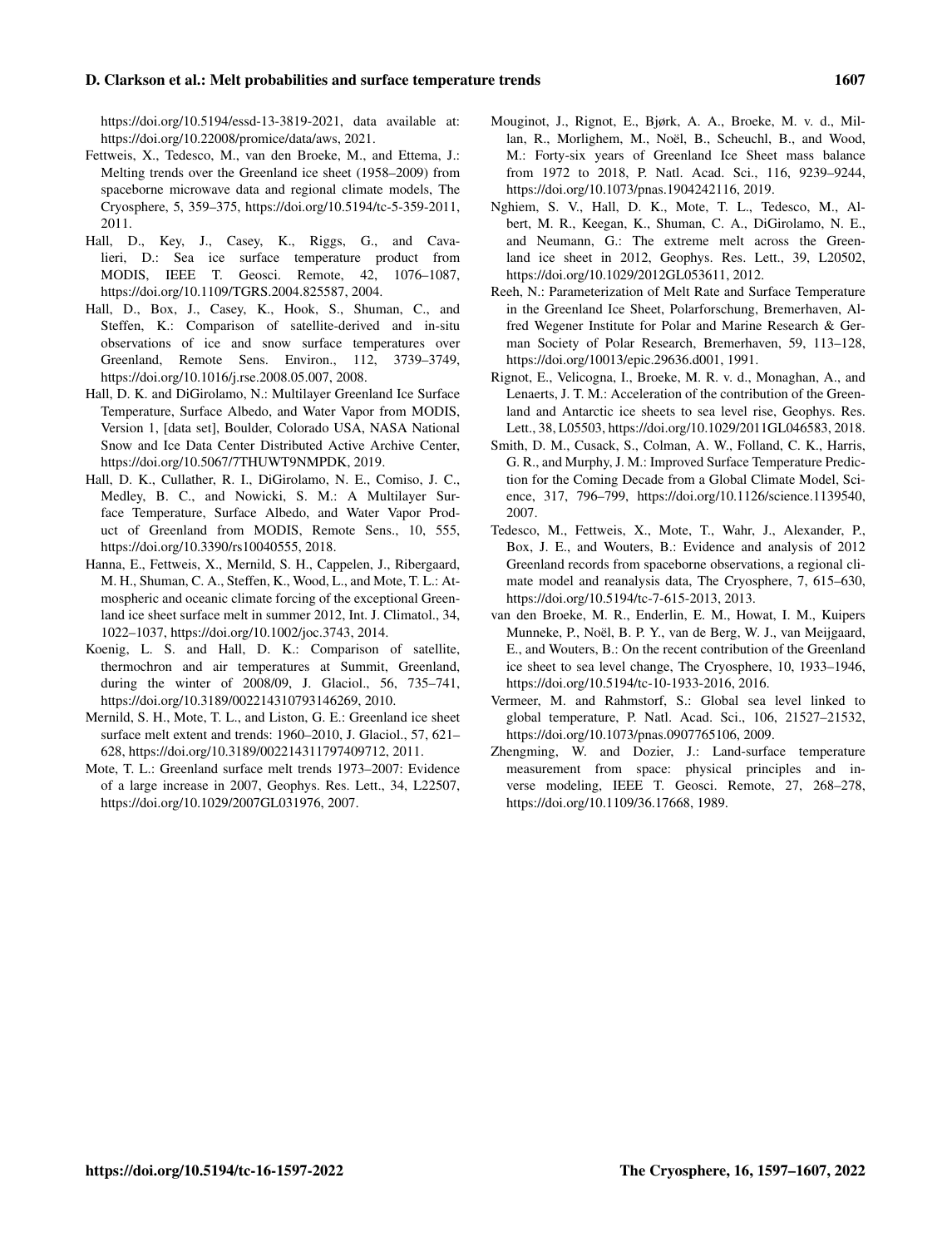https://doi.org/10.5194/essd-13-3819-2021, data available at: https://doi.org/10.22008/promice/data/aws, 2021.

Fettweis, X., Tedesco, M., van den Broeke, M., and Ettema, J.: Melting trends over the Greenland ice sheet (1958–2009) from spaceborne microwave data and regional climate models, The Cryosphere, 5, 359–375, https://doi.org/10.5194/tc-5-359-2011, 2011.

Hall, D., Key, J., Casey, K., Riggs, G., and Cavalieri, D.: Sea ice surface temperature product from MODIS, IEEE T. Geosci. Remote, 42, 1076–1087, https://doi.org/10.1109/TGRS.2004.825587, 2004.

Hall, D., Box, J., Casey, K., Hook, S., Shuman, C., and Steffen, K.: Comparison of satellite-derived and in-situ observations of ice and snow surface temperatures over Greenland, Remote Sens. Environ., 112, 3739–3749, https://doi.org/10.1016/j.rse.2008.05.007, 2008.

Hall, D. K. and DiGirolamo, N.: Multilayer Greenland Ice Surface Temperature, Surface Albedo, and Water Vapor from MODIS, Version 1, [data set], Boulder, Colorado USA, NASA National Snow and Ice Data Center Distributed Active Archive Center, https://doi.org/10.5067/7THUWT9NMPDK, 2019.

Hall, D. K., Cullather, R. I., DiGirolamo, N. E., Comiso, J. C., Medley, B. C., and Nowicki, S. M.: A Multilayer Surface Temperature, Surface Albedo, and Water Vapor Product of Greenland from MODIS, Remote Sens., 10, 555, https://doi.org/10.3390/rs10040555, 2018.

Hanna, E., Fettweis, X., Mernild, S. H., Cappelen, J., Ribergaard, M. H., Shuman, C. A., Steffen, K., Wood, L., and Mote, T. L.: Atmospheric and oceanic climate forcing of the exceptional Greenland ice sheet surface melt in summer 2012, Int. J. Climatol., 34, 1022–1037, https://doi.org/10.1002/joc.3743, 2014.

Koenig, L. S. and Hall, D. K.: Comparison of satellite, thermochron and air temperatures at Summit, Greenland, during the winter of 2008/09, J. Glaciol., 56, 735–741, https://doi.org/10.3189/002214310793146269, 2010.

Mernild, S. H., Mote, T. L., and Liston, G. E.: Greenland ice sheet surface melt extent and trends: 1960–2010, J. Glaciol., 57, 621–628, https://doi.org/10.3189/002214311797409712, 2011.

Mote, T. L.: Greenland surface melt trends 1973–2007: Evidence of a large increase in 2007, Geophys. Res. Lett., 34, L22507, https://doi.org/10.1029/2007GL031976, 2007.

Mouginot, J., Rignot, E., Bjørk, A. A., Broeke, M. v. d., Millan, R., Morlighem, M., Noël, B., Scheuchl, B., and Wood, M.: Forty-six years of Greenland Ice Sheet mass balance from 1972 to 2018, P. Natl. Acad. Sci., 116, 9239–9244, https://doi.org/10.1073/pnas.1904242116, 2019.

Nghiem, S. V., Hall, D. K., Mote, T. L., Tedesco, M., Albert, M. R., Keegan, K., Shuman, C. A., DiGirolamo, N. E., and Neumann, G.: The extreme melt across the Greenland ice sheet in 2012, Geophys. Res. Lett., 39, L20502, https://doi.org/10.1029/2012GL053611, 2012.

Reeh, N.: Parameterization of Melt Rate and Surface Temperature in the Greenland Ice Sheet, Polarforschung, Bremerhaven, Alfred Wegener Institute for Polar and Marine Research & German Society of Polar Research, Bremerhaven, 59, 113–128, https://doi.org/10013/epic.29636.d001, 1991.

Rignot, E., Velicogna, I., Broeke, M. R. v. d., Monaghan, A., and Lenaerts, J. T. M.: Acceleration of the contribution of the Greenland and Antarctic ice sheets to sea level rise, Geophys. Res. Lett., 38, L05503, https://doi.org/10.1029/2011GL046583, 2018.

Smith, D. M., Cusack, S., Colman, A. W., Folland, C. K., Harris, G. R., and Murphy, J. M.: Improved Surface Temperature Prediction for the Coming Decade from a Global Climate Model, Science, 317, 796–799, https://doi.org/10.1126/science.1139540, 2007.

Tedesco, M., Fettweis, X., Mote, T., Wahr, J., Alexander, P., Box, J. E., and Wouters, B.: Evidence and analysis of 2012 Greenland records from spaceborne observations, a regional climate model and reanalysis data, The Cryosphere, 7, 615–630, https://doi.org/10.5194/tc-7-615-2013, 2013.

van den Broeke, M. R., Enderlin, E. M., Howat, I. M., Kuipers Munneke, P., Noël, B. P. Y., van de Berg, W. J., van Meijgaard, E., and Wouters, B.: On the recent contribution of the Greenland ice sheet to sea level change, The Cryosphere, 10, 1933–1946, https://doi.org/10.5194/tc-10-1933-2016, 2016.

Vermeer, M. and Rahmstorf, S.: Global sea level linked to global temperature, P. Natl. Acad. Sci., 106, 21527–21532, https://doi.org/10.1073/pnas.0907765106, 2009.

Zhengming, W. and Dozier, J.: Land-surface temperature measurement from space: physical principles and inverse modeling, IEEE T. Geosci. Remote, 27, 268–278, https://doi.org/10.1109/36.17668, 1989.